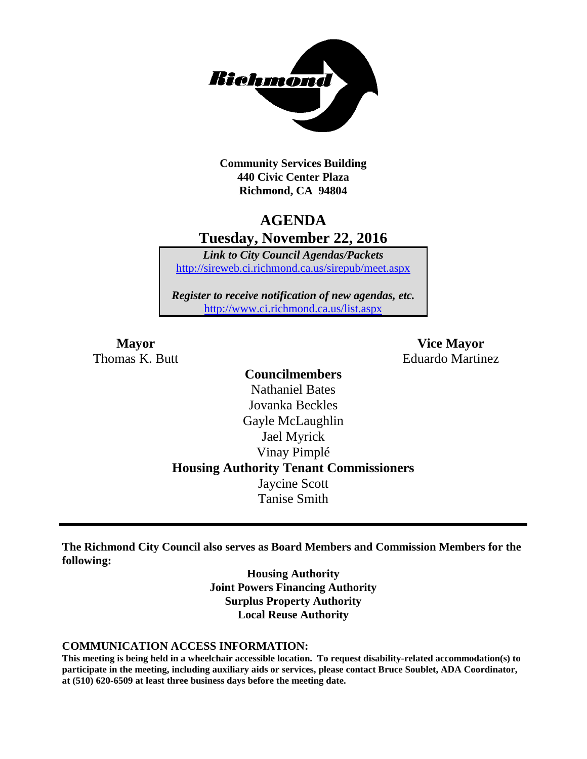**Community Services Building**
**440 Civic Center Plaza**
**Richmond, CA 94804**

# AGENDA
## Tuesday, November 22, 2016

***Link to City Council Agendas/Packets***
http://sireweb.ci.richmond.ca.us/sirepub/meet.aspx

***Register to receive notification of new agendas, etc.***
http://www.ci.richmond.ca.us/list.aspx

**Mayor**
Thomas K. Butt

**Vice Mayor**
Eduardo Martinez

**Councilmembers**
Nathaniel Bates
Jovanka Beckles
Gayle McLaughlin
Jael Myrick
Vinay Pimplé

**Housing Authority Tenant Commissioners**
Jaycine Scott
Tanise Smith

---

**The Richmond City Council also serves as Board Members and Commission Members for the following:**

**Housing Authority**
**Joint Powers Financing Authority**
**Surplus Property Authority**
**Local Reuse Authority**

### COMMUNICATION ACCESS INFORMATION:

**This meeting is being held in a wheelchair accessible location. To request disability-related accommodation(s) to participate in the meeting, including auxiliary aids or services, please contact Bruce Soublet, ADA Coordinator, at (510) 620-6509 at least three business days before the meeting date.**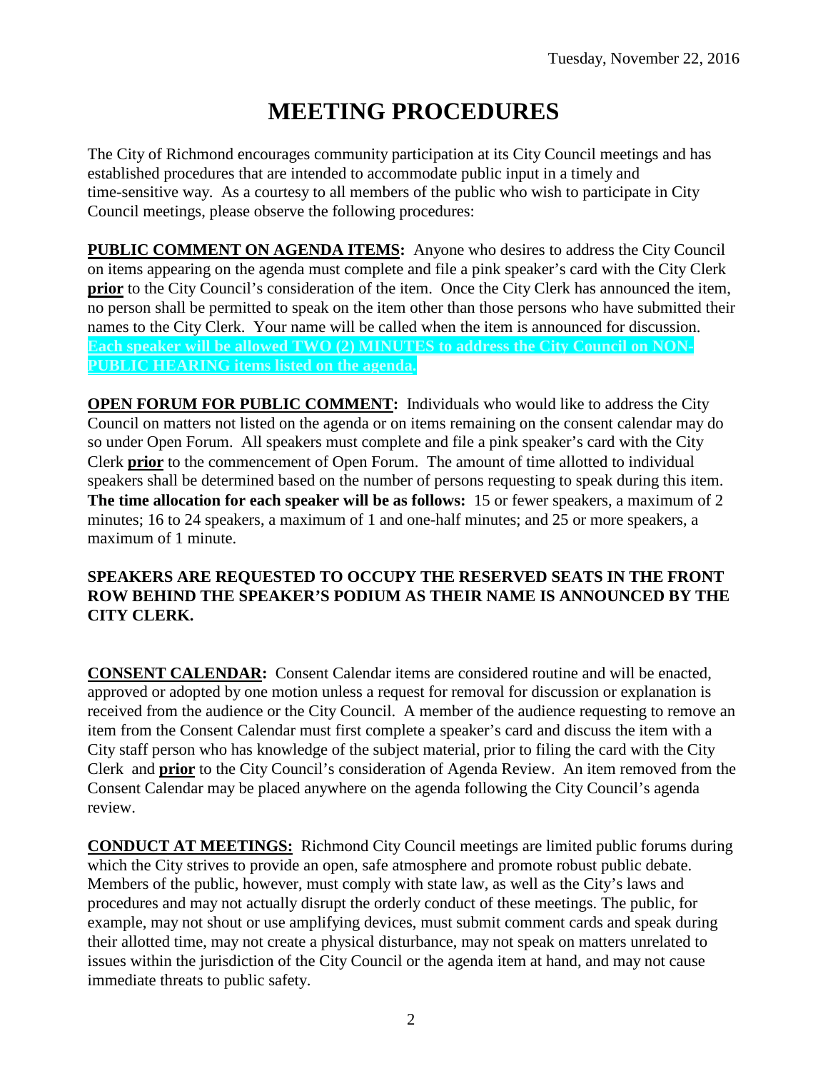Tuesday, November 22, 2016

# MEETING PROCEDURES

The City of Richmond encourages community participation at its City Council meetings and has established procedures that are intended to accommodate public input in a timely and time-sensitive way. As a courtesy to all members of the public who wish to participate in City Council meetings, please observe the following procedures:

**PUBLIC COMMENT ON AGENDA ITEMS:** Anyone who desires to address the City Council on items appearing on the agenda must complete and file a pink speaker's card with the City Clerk **prior** to the City Council's consideration of the item. Once the City Clerk has announced the item, no person shall be permitted to speak on the item other than those persons who have submitted their names to the City Clerk. Your name will be called when the item is announced for discussion. **Each speaker will be allowed TWO (2) MINUTES to address the City Council on NON-PUBLIC HEARING items listed on the agenda.**

**OPEN FORUM FOR PUBLIC COMMENT:** Individuals who would like to address the City Council on matters not listed on the agenda or on items remaining on the consent calendar may do so under Open Forum. All speakers must complete and file a pink speaker's card with the City Clerk **prior** to the commencement of Open Forum. The amount of time allotted to individual speakers shall be determined based on the number of persons requesting to speak during this item. **The time allocation for each speaker will be as follows:** 15 or fewer speakers, a maximum of 2 minutes; 16 to 24 speakers, a maximum of 1 and one-half minutes; and 25 or more speakers, a maximum of 1 minute.

**SPEAKERS ARE REQUESTED TO OCCUPY THE RESERVED SEATS IN THE FRONT ROW BEHIND THE SPEAKER'S PODIUM AS THEIR NAME IS ANNOUNCED BY THE CITY CLERK.**

**CONSENT CALENDAR:** Consent Calendar items are considered routine and will be enacted, approved or adopted by one motion unless a request for removal for discussion or explanation is received from the audience or the City Council. A member of the audience requesting to remove an item from the Consent Calendar must first complete a speaker's card and discuss the item with a City staff person who has knowledge of the subject material, prior to filing the card with the City Clerk and **prior** to the City Council's consideration of Agenda Review. An item removed from the Consent Calendar may be placed anywhere on the agenda following the City Council's agenda review.

**CONDUCT AT MEETINGS:** Richmond City Council meetings are limited public forums during which the City strives to provide an open, safe atmosphere and promote robust public debate. Members of the public, however, must comply with state law, as well as the City's laws and procedures and may not actually disrupt the orderly conduct of these meetings. The public, for example, may not shout or use amplifying devices, must submit comment cards and speak during their allotted time, may not create a physical disturbance, may not speak on matters unrelated to issues within the jurisdiction of the City Council or the agenda item at hand, and may not cause immediate threats to public safety.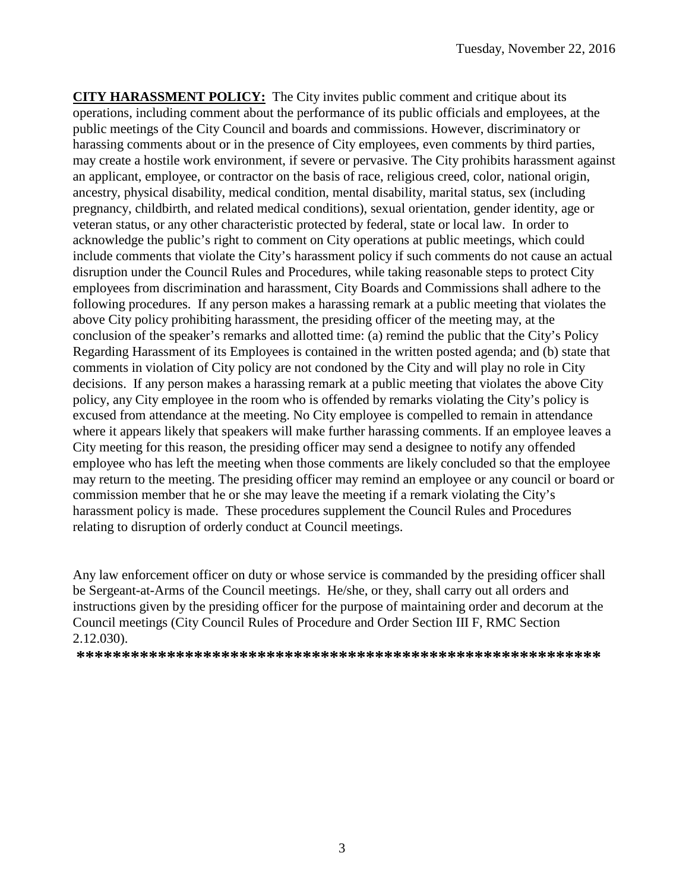Tuesday, November 22, 2016

**CITY HARASSMENT POLICY:** The City invites public comment and critique about its operations, including comment about the performance of its public officials and employees, at the public meetings of the City Council and boards and commissions. However, discriminatory or harassing comments about or in the presence of City employees, even comments by third parties, may create a hostile work environment, if severe or pervasive. The City prohibits harassment against an applicant, employee, or contractor on the basis of race, religious creed, color, national origin, ancestry, physical disability, medical condition, mental disability, marital status, sex (including pregnancy, childbirth, and related medical conditions), sexual orientation, gender identity, age or veteran status, or any other characteristic protected by federal, state or local law. In order to acknowledge the public's right to comment on City operations at public meetings, which could include comments that violate the City's harassment policy if such comments do not cause an actual disruption under the Council Rules and Procedures, while taking reasonable steps to protect City employees from discrimination and harassment, City Boards and Commissions shall adhere to the following procedures. If any person makes a harassing remark at a public meeting that violates the above City policy prohibiting harassment, the presiding officer of the meeting may, at the conclusion of the speaker's remarks and allotted time: (a) remind the public that the City's Policy Regarding Harassment of its Employees is contained in the written posted agenda; and (b) state that comments in violation of City policy are not condoned by the City and will play no role in City decisions. If any person makes a harassing remark at a public meeting that violates the above City policy, any City employee in the room who is offended by remarks violating the City's policy is excused from attendance at the meeting. No City employee is compelled to remain in attendance where it appears likely that speakers will make further harassing comments. If an employee leaves a City meeting for this reason, the presiding officer may send a designee to notify any offended employee who has left the meeting when those comments are likely concluded so that the employee may return to the meeting. The presiding officer may remind an employee or any council or board or commission member that he or she may leave the meeting if a remark violating the City's harassment policy is made. These procedures supplement the Council Rules and Procedures relating to disruption of orderly conduct at Council meetings.

Any law enforcement officer on duty or whose service is commanded by the presiding officer shall be Sergeant-at-Arms of the Council meetings. He/she, or they, shall carry out all orders and instructions given by the presiding officer for the purpose of maintaining order and decorum at the Council meetings (City Council Rules of Procedure and Order Section III F, RMC Section 2.12.030).

**\*\*\*\*\*\*\*\*\*\*\*\*\*\*\*\*\*\*\*\*\*\*\*\*\*\*\*\*\*\*\*\*\*\*\*\*\*\*\*\*\*\*\*\*\*\*\*\*\*\*\*\*\*\*\*\*\*\*\*\*\***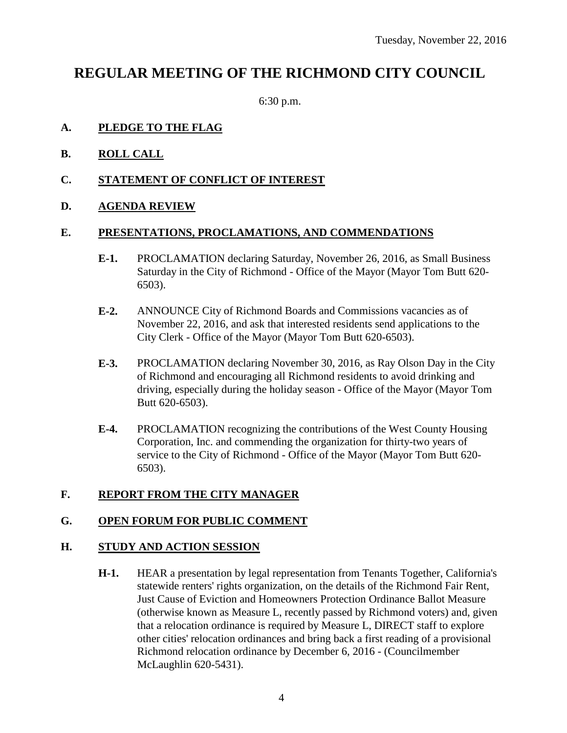Tuesday, November 22, 2016

# REGULAR MEETING OF THE RICHMOND CITY COUNCIL

6:30 p.m.

**A. PLEDGE TO THE FLAG**

**B. ROLL CALL**

**C. STATEMENT OF CONFLICT OF INTEREST**

**D. AGENDA REVIEW**

**E. PRESENTATIONS, PROCLAMATIONS, AND COMMENDATIONS**

**E-1.** PROCLAMATION declaring Saturday, November 26, 2016, as Small Business Saturday in the City of Richmond - Office of the Mayor (Mayor Tom Butt 620-6503).

**E-2.** ANNOUNCE City of Richmond Boards and Commissions vacancies as of November 22, 2016, and ask that interested residents send applications to the City Clerk - Office of the Mayor (Mayor Tom Butt 620-6503).

**E-3.** PROCLAMATION declaring November 30, 2016, as Ray Olson Day in the City of Richmond and encouraging all Richmond residents to avoid drinking and driving, especially during the holiday season - Office of the Mayor (Mayor Tom Butt 620-6503).

**E-4.** PROCLAMATION recognizing the contributions of the West County Housing Corporation, Inc. and commending the organization for thirty-two years of service to the City of Richmond - Office of the Mayor (Mayor Tom Butt 620-6503).

**F. REPORT FROM THE CITY MANAGER**

**G. OPEN FORUM FOR PUBLIC COMMENT**

**H. STUDY AND ACTION SESSION**

**H-1.** HEAR a presentation by legal representation from Tenants Together, California's statewide renters' rights organization, on the details of the Richmond Fair Rent, Just Cause of Eviction and Homeowners Protection Ordinance Ballot Measure (otherwise known as Measure L, recently passed by Richmond voters) and, given that a relocation ordinance is required by Measure L, DIRECT staff to explore other cities' relocation ordinances and bring back a first reading of a provisional Richmond relocation ordinance by December 6, 2016 - (Councilmember McLaughlin 620-5431).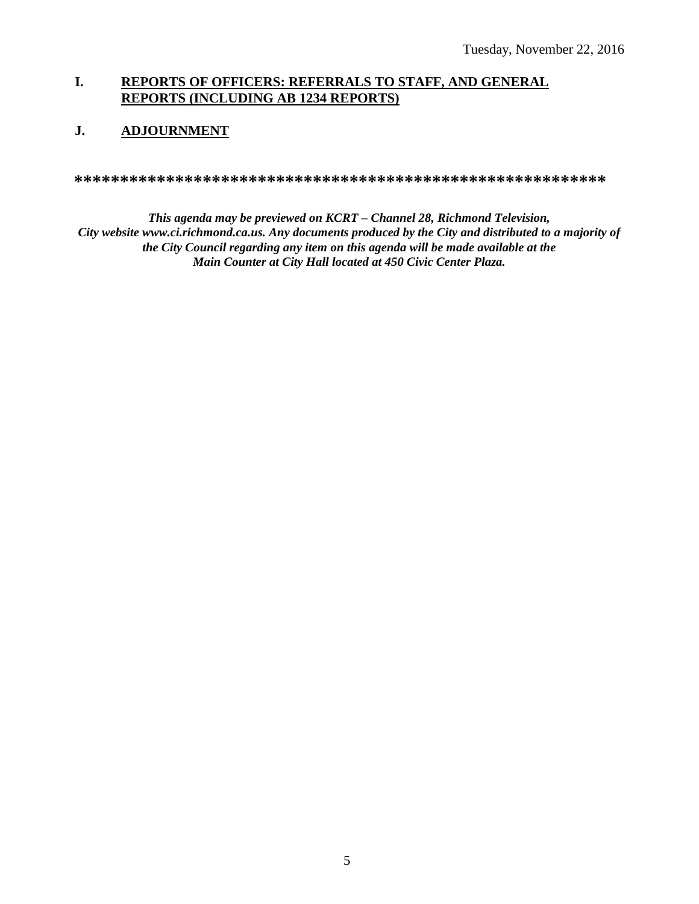Tuesday, November 22, 2016

**I. REPORTS OF OFFICERS: REFERRALS TO STAFF, AND GENERAL REPORTS (INCLUDING AB 1234 REPORTS)**

**J. ADJOURNMENT**

\*\*\*\*\*\*\*\*\*\*\*\*\*\*\*\*\*\*\*\*\*\*\*\*\*\*\*\*\*\*\*\*\*\*\*\*\*\*\*\*\*\*\*\*\*\*\*\*\*\*\*\*\*\*\*\*\*\*\*\*\*\*

***This agenda may be previewed on KCRT – Channel 28, Richmond Television, City website www.ci.richmond.ca.us. Any documents produced by the City and distributed to a majority of the City Council regarding any item on this agenda will be made available at the Main Counter at City Hall located at 450 Civic Center Plaza.***